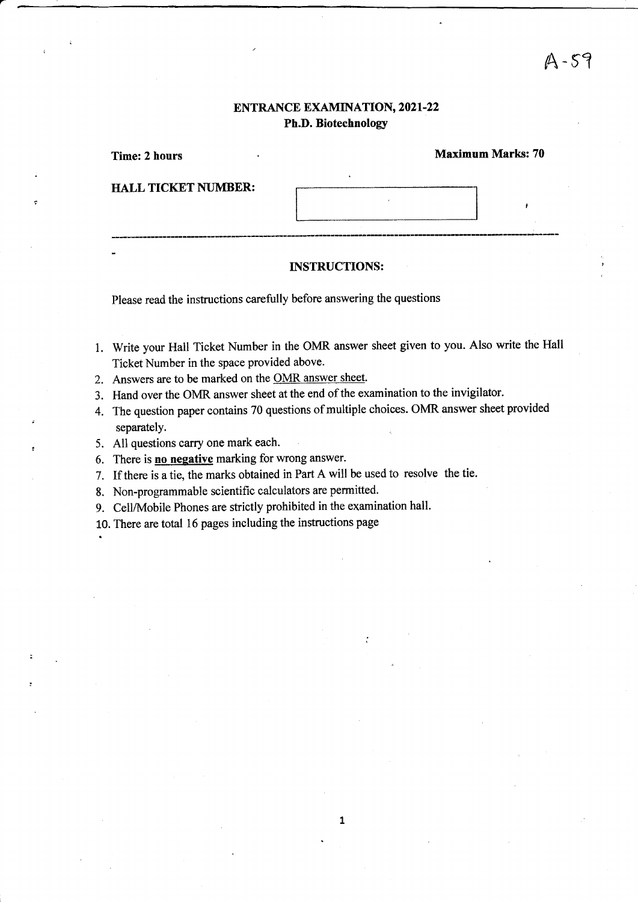A-59

# ENTRANCE EXAMINATION, 2021-22

## Ph.D. Biotechnology

**Time: 2 hours** **Maximum Marks: 70**

**HALL TICKET NUMBER:**

---

### INSTRUCTIONS:

Please read the instructions carefully before answering the questions

1. Write your Hall Ticket Number in the OMR answer sheet given to you. Also write the Hall Ticket Number in the space provided above.
2. Answers are to be marked on the OMR answer sheet.
3. Hand over the OMR answer sheet at the end of the examination to the invigilator.
4. The question paper contains 70 questions of multiple choices. OMR answer sheet provided separately.
5. All questions carry one mark each.
6. There is **no negative** marking for wrong answer.
7. If there is a tie, the marks obtained in Part A will be used to resolve the tie.
8. Non-programmable scientific calculators are permitted.
9. Cell/Mobile Phones are strictly prohibited in the examination hall.
10. There are total 16 pages including the instructions page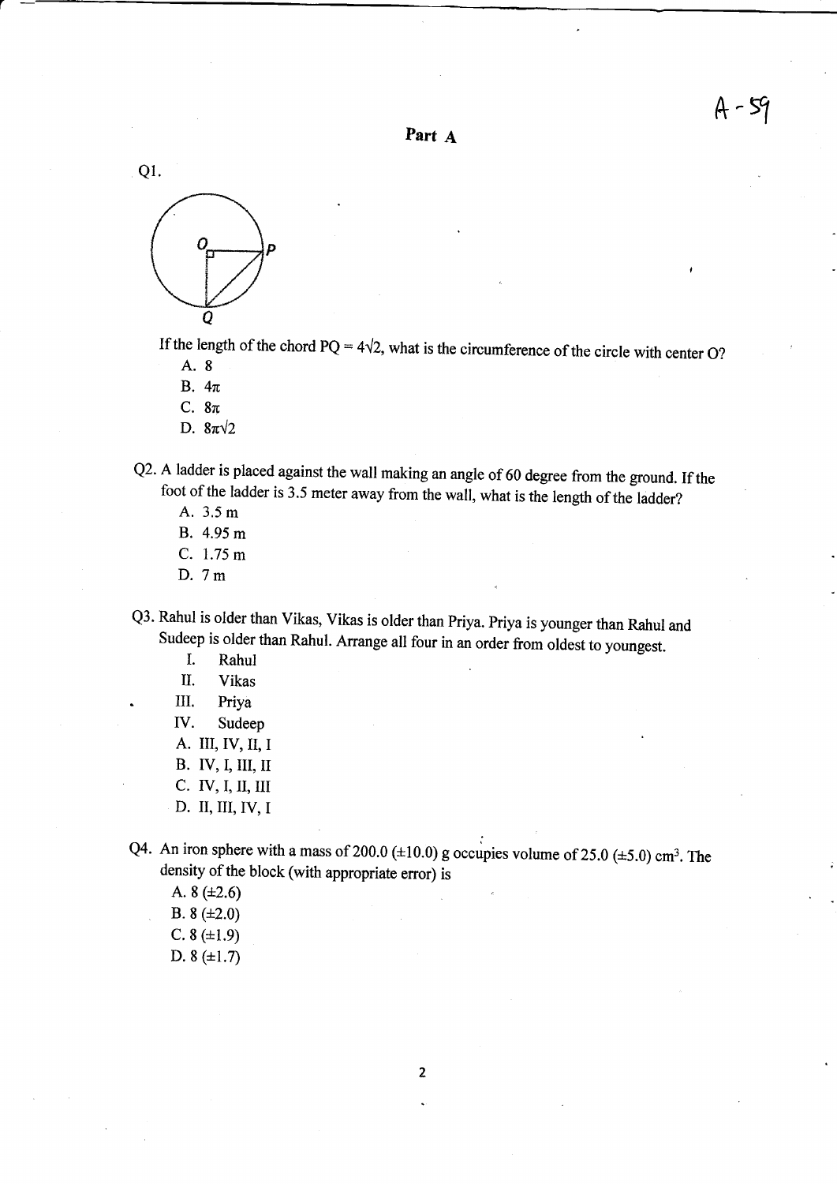## Part A

Q1.

If the length of the chord PQ = $4\sqrt{2}$, what is the circumference of the circle with center O?

A. 8
B. $4\pi$
C. $8\pi$
D. $8\pi\sqrt{2}$

Q2. A ladder is placed against the wall making an angle of 60 degree from the ground. If the foot of the ladder is 3.5 meter away from the wall, what is the length of the ladder?

A. 3.5 m
B. 4.95 m
C. 1.75 m
D. 7 m

Q3. Rahul is older than Vikas, Vikas is older than Priya. Priya is younger than Rahul and Sudeep is older than Rahul. Arrange all four in an order from oldest to youngest.

I. Rahul
II. Vikas
III. Priya
IV. Sudeep

A. III, IV, II, I
B. IV, I, III, II
C. IV, I, II, III
D. II, III, IV, I

Q4. An iron sphere with a mass of 200.0 (±10.0) g occupies volume of 25.0 (±5.0) $cm^3$. The density of the block (with appropriate error) is

A. 8 (±2.6)
B. 8 (±2.0)
C. 8 (±1.9)
D. 8 (±1.7)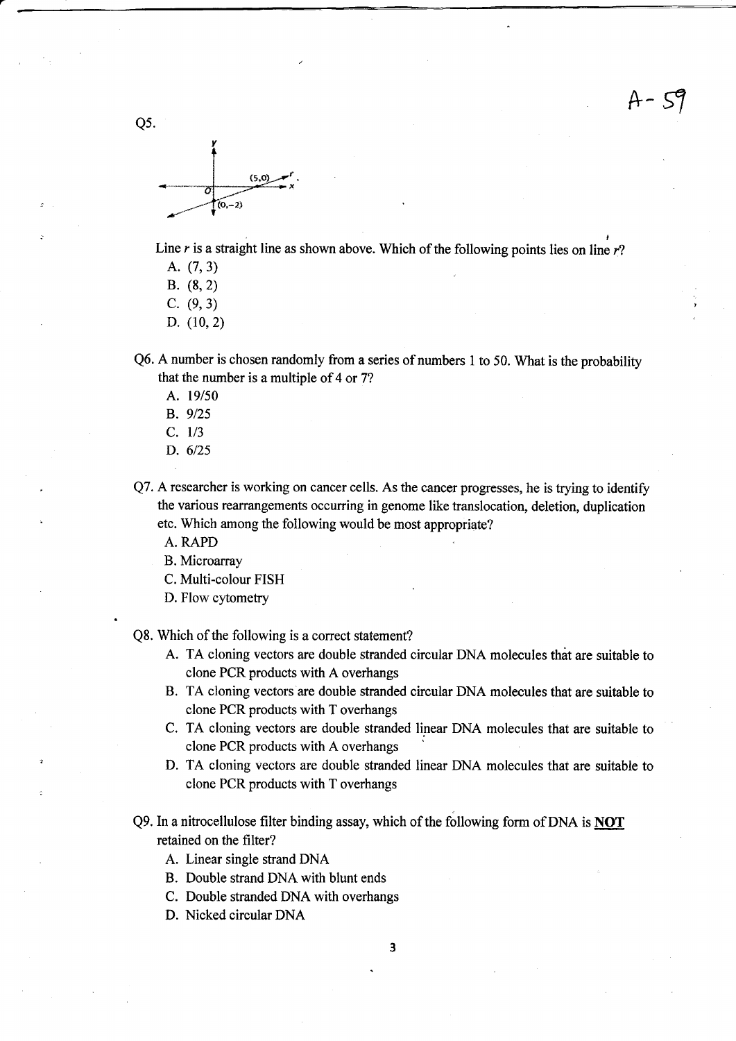Q5.

Line $r$ is a straight line as shown above. Which of the following points lies on line $r$?

A. (7, 3)
B. (8, 2)
C. (9, 3)
D. (10, 2)

Q6. A number is chosen randomly from a series of numbers 1 to 50. What is the probability that the number is a multiple of 4 or 7?

A. 19/50
B. 9/25
C. 1/3
D. 6/25

Q7. A researcher is working on cancer cells. As the cancer progresses, he is trying to identify the various rearrangements occurring in genome like translocation, deletion, duplication etc. Which among the following would be most appropriate?

A. RAPD
B. Microarray
C. Multi-colour FISH
D. Flow cytometry

Q8. Which of the following is a correct statement?

A. TA cloning vectors are double stranded circular DNA molecules that are suitable to clone PCR products with A overhangs
B. TA cloning vectors are double stranded circular DNA molecules that are suitable to clone PCR products with T overhangs
C. TA cloning vectors are double stranded linear DNA molecules that are suitable to clone PCR products with A overhangs
D. TA cloning vectors are double stranded linear DNA molecules that are suitable to clone PCR products with T overhangs

Q9. In a nitrocellulose filter binding assay, which of the following form of DNA is **NOT** retained on the filter?

A. Linear single strand DNA
B. Double strand DNA with blunt ends
C. Double stranded DNA with overhangs
D. Nicked circular DNA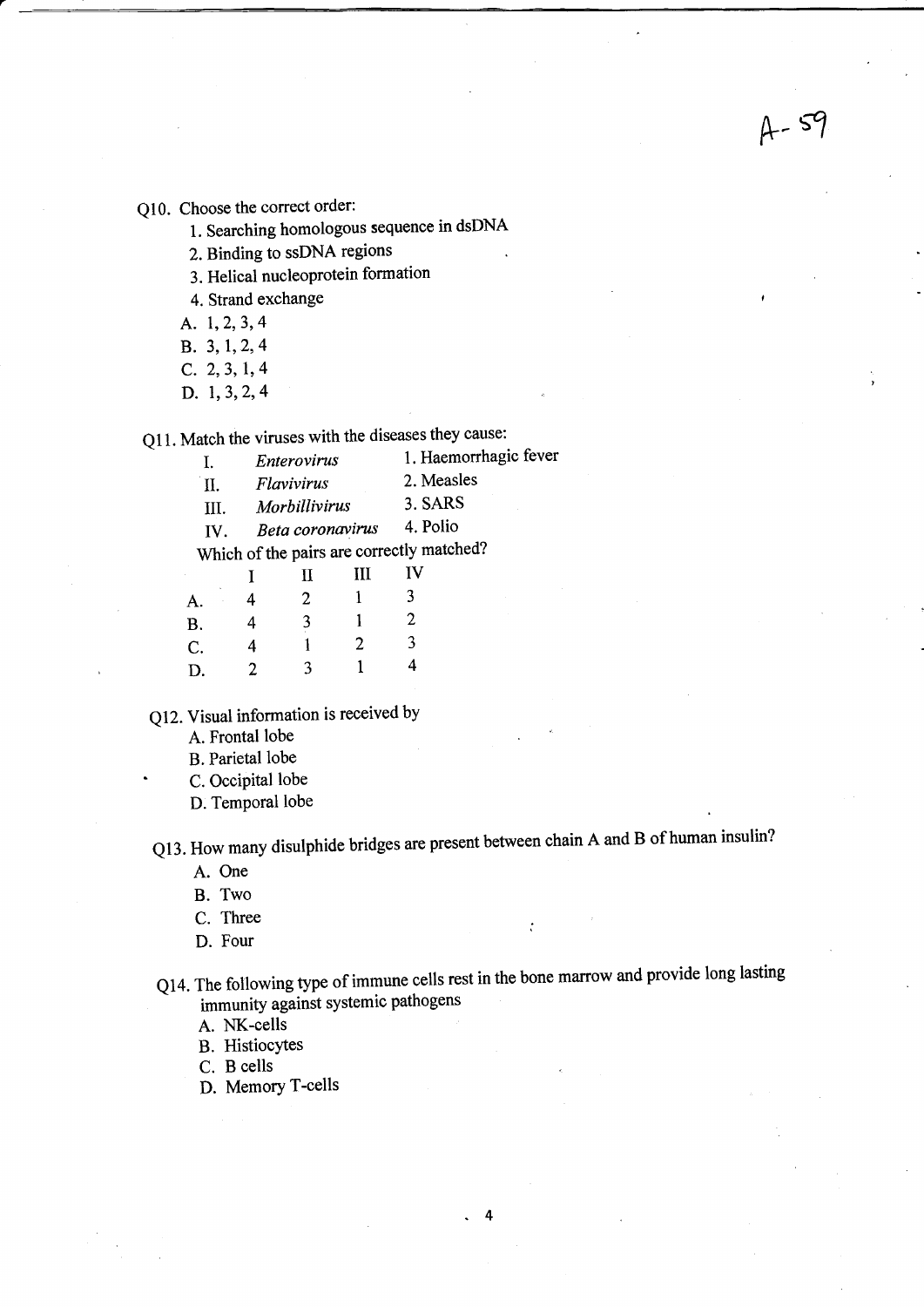Q10. Choose the correct order:

1. Searching homologous sequence in dsDNA
2. Binding to ssDNA regions
3. Helical nucleoprotein formation
4. Strand exchange

A. 1, 2, 3, 4
B. 3, 1, 2, 4
C. 2, 3, 1, 4
D. 1, 3, 2, 4

Q11. Match the viruses with the diseases they cause:

| | | |
|---|---|---|
| I. | *Enterovirus* | 1. Haemorrhagic fever |
| II. | *Flavivirus* | 2. Measles |
| III. | *Morbillivirus* | 3. SARS |
| IV. | *Beta coronavirus* | 4. Polio |

Which of the pairs are correctly matched?

| | I | II | III | IV |
|---|---|---|---|---|
| A. | 4 | 2 | 1 | 3 |
| B. | 4 | 3 | 1 | 2 |
| C. | 4 | 1 | 2 | 3 |
| D. | 2 | 3 | 1 | 4 |

Q12. Visual information is received by

A. Frontal lobe
B. Parietal lobe
C. Occipital lobe
D. Temporal lobe

Q13. How many disulphide bridges are present between chain A and B of human insulin?

A. One
B. Two
C. Three
D. Four

Q14. The following type of immune cells rest in the bone marrow and provide long lasting immunity against systemic pathogens

A. NK-cells
B. Histiocytes
C. B cells
D. Memory T-cells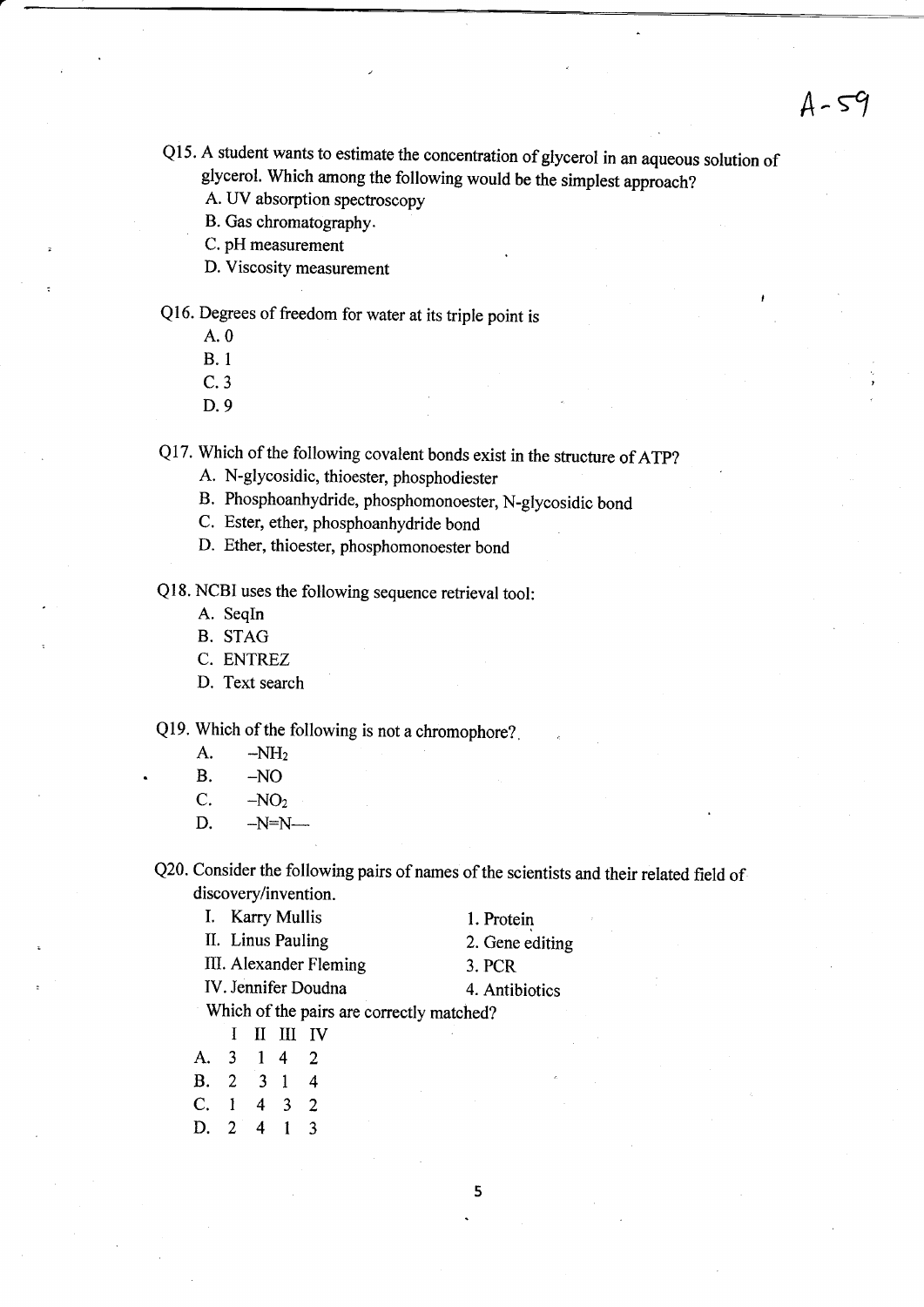A-59

Q15. A student wants to estimate the concentration of glycerol in an aqueous solution of glycerol. Which among the following would be the simplest approach?

A. UV absorption spectroscopy
B. Gas chromatography.
C. pH measurement
D. Viscosity measurement

Q16. Degrees of freedom for water at its triple point is

A. 0
B. 1
C. 3
D. 9

Q17. Which of the following covalent bonds exist in the structure of ATP?

A. N-glycosidic, thioester, phosphodiester
B. Phosphoanhydride, phosphomonoester, N-glycosidic bond
C. Ester, ether, phosphoanhydride bond
D. Ether, thioester, phosphomonoester bond

Q18. NCBI uses the following sequence retrieval tool:

A. SeqIn
B. STAG
C. ENTREZ
D. Text search

Q19. Which of the following is not a chromophore?

A. $-NH_2$
B. $-NO$
C. $-NO_2$
D. $-N{=}N-$

Q20. Consider the following pairs of names of the scientists and their related field of discovery/invention.

| | |
|---|---|
| I. Karry Mullis | 1. Protein |
| II. Linus Pauling | 2. Gene editing |
| III. Alexander Fleming | 3. PCR |
| IV. Jennifer Doudna | 4. Antibiotics |

Which of the pairs are correctly matched?

| | I | II | III | IV |
|---|---|---|---|---|
| A. | 3 | 1 | 4 | 2 |
| B. | 2 | 3 | 1 | 4 |
| C. | 1 | 4 | 3 | 2 |
| D. | 2 | 4 | 1 | 3 |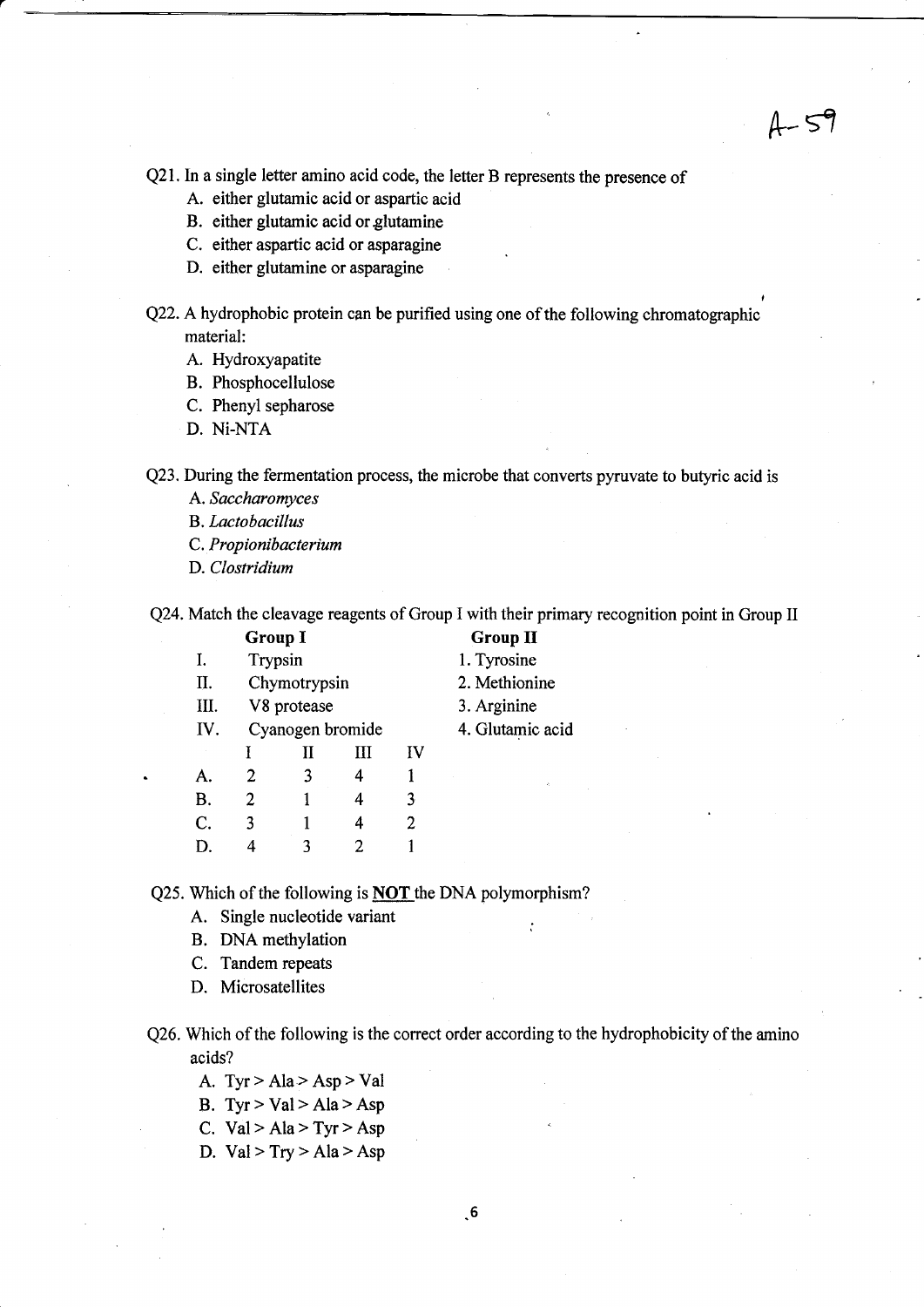Q21. In a single letter amino acid code, the letter B represents the presence of

A. either glutamic acid or aspartic acid
B. either glutamic acid or glutamine
C. either aspartic acid or asparagine
D. either glutamine or asparagine

Q22. A hydrophobic protein can be purified using one of the following chromatographic material:

A. Hydroxyapatite
B. Phosphocellulose
C. Phenyl sepharose
D. Ni-NTA

Q23. During the fermentation process, the microbe that converts pyruvate to butyric acid is

A. *Saccharomyces*
B. *Lactobacillus*
C. *Propionibacterium*
D. *Clostridium*

Q24. Match the cleavage reagents of Group I with their primary recognition point in Group II

| | Group I | Group II |
|---|---|---|
| I. | Trypsin | 1. Tyrosine |
| II. | Chymotrypsin | 2. Methionine |
| III. | V8 protease | 3. Arginine |
| IV. | Cyanogen bromide | 4. Glutamic acid |

| | I | II | III | IV |
|---|---|---|---|---|
| A. | 2 | 3 | 4 | 1 |
| B. | 2 | 1 | 4 | 3 |
| C. | 3 | 1 | 4 | 2 |
| D. | 4 | 3 | 2 | 1 |

Q25. Which of the following is **NOT** the DNA polymorphism?

A. Single nucleotide variant
B. DNA methylation
C. Tandem repeats
D. Microsatellites

Q26. Which of the following is the correct order according to the hydrophobicity of the amino acids?

A. Tyr > Ala > Asp > Val
B. Tyr > Val > Ala > Asp
C. Val > Ala > Tyr > Asp
D. Val > Try > Ala > Asp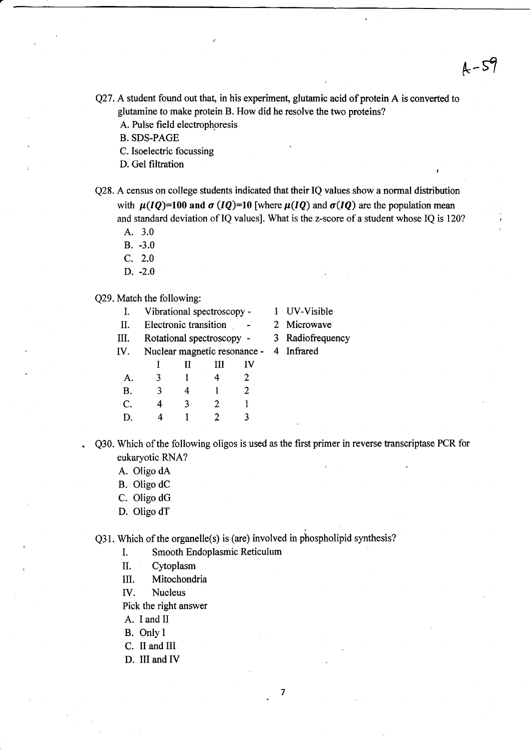A-59

Q27. A student found out that, in his experiment, glutamic acid of protein A is converted to glutamine to make protein B. How did he resolve the two proteins?

A. Pulse field electrophoresis
B. SDS-PAGE
C. Isoelectric focussing
D. Gel filtration

Q28. A census on college students indicated that their IQ values show a normal distribution with **$\mu(IQ)$=100 and $\sigma$ ($IQ$)=10** [where $\mu(IQ)$ and $\sigma(IQ)$ are the population mean and standard deviation of IQ values]. What is the z-score of a student whose IQ is 120?

A. 3.0
B. -3.0
C. 2.0
D. -2.0

Q29. Match the following:

| | | | |
|---|---|---|---|
| I. | Vibrational spectroscopy - | 1 | UV-Visible |
| II. | Electronic transition - | 2 | Microwave |
| III. | Rotational spectroscopy - | 3 | Radiofrequency |
| IV. | Nuclear magnetic resonance - | 4 | Infrared |

| | I | II | III | IV |
|---|---|---|---|---|
| A. | 3 | 1 | 4 | 2 |
| B. | 3 | 4 | 1 | 2 |
| C. | 4 | 3 | 2 | 1 |
| D. | 4 | 1 | 2 | 3 |

Q30. Which of the following oligos is used as the first primer in reverse transcriptase PCR for eukaryotic RNA?

A. Oligo dA
B. Oligo dC
C. Oligo dG
D. Oligo dT

Q31. Which of the organelle(s) is (are) involved in phospholipid synthesis?

I. Smooth Endoplasmic Reticulum
II. Cytoplasm
III. Mitochondria
IV. Nucleus

Pick the right answer

A. I and II
B. Only I
C. II and III
D. III and IV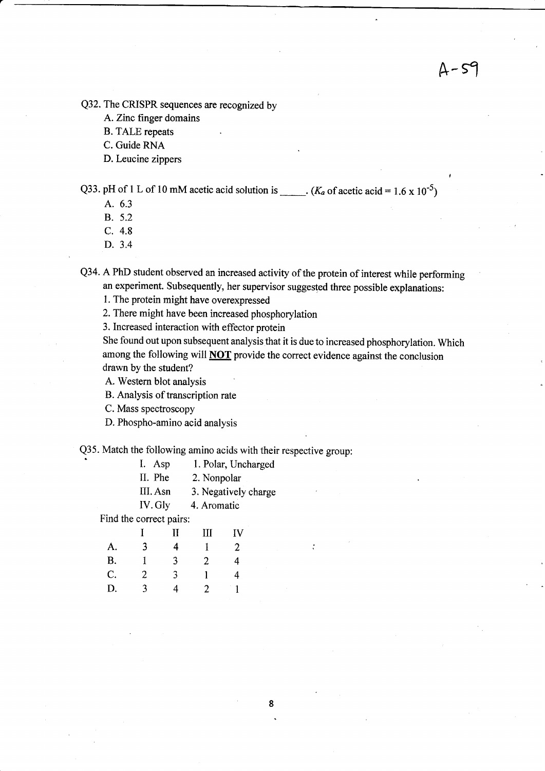A-59

Q32. The CRISPR sequences are recognized by

A. Zinc finger domains
B. TALE repeats
C. Guide RNA
D. Leucine zippers

Q33. pH of 1 L of 10 mM acetic acid solution is _____. ($K_a$ of acetic acid = $1.6 \times 10^{-5}$)

A. 6.3
B. 5.2
C. 4.8
D. 3.4

Q34. A PhD student observed an increased activity of the protein of interest while performing an experiment. Subsequently, her supervisor suggested three possible explanations:

1. The protein might have overexpressed
2. There might have been increased phosphorylation
3. Increased interaction with effector protein

She found out upon subsequent analysis that it is due to increased phosphorylation. Which among the following will **NOT** provide the correct evidence against the conclusion drawn by the student?

A. Western blot analysis
B. Analysis of transcription rate
C. Mass spectroscopy
D. Phospho-amino acid analysis

Q35. Match the following amino acids with their respective group:

| | | | |
|---|---|---|---|
| I. | Asp | 1. | Polar, Uncharged |
| II. | Phe | 2. | Nonpolar |
| III. | Asn | 3. | Negatively charge |
| IV. | Gly | 4. | Aromatic |

Find the correct pairs:

| | I | II | III | IV |
|---|---|---|---|---|
| A. | 3 | 4 | 1 | 2 |
| B. | 1 | 3 | 2 | 4 |
| C. | 2 | 3 | 1 | 4 |
| D. | 3 | 4 | 2 | 1 |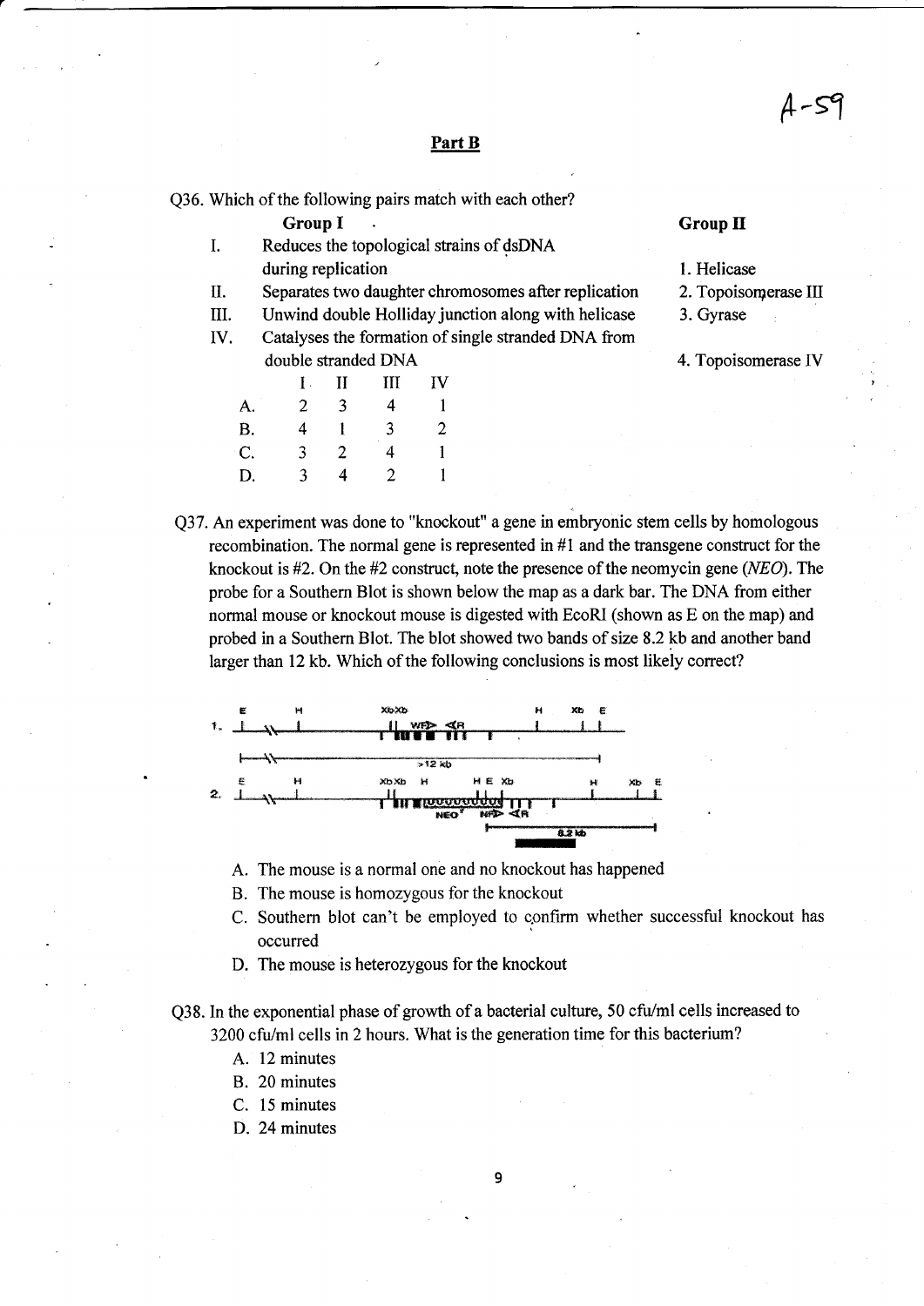## Part B

Q36. Which of the following pairs match with each other?

**Group I**

I. Reduces the topological strains of dsDNA during replication

II. Separates two daughter chromosomes after replication

III. Unwind double Holliday junction along with helicase

IV. Catalyses the formation of single stranded DNA from double stranded DNA

**Group II**

1. Helicase
2. Topoisomerase III
3. Gyrase
4. Topoisomerase IV

| | I | II | III | IV |
|---|---|---|---|---|
| A. | 2 | 3 | 4 | 1 |
| B. | 4 | 1 | 3 | 2 |
| C. | 3 | 2 | 4 | 1 |
| D. | 3 | 4 | 2 | 1 |

Q37. An experiment was done to "knockout" a gene in embryonic stem cells by homologous recombination. The normal gene is represented in #1 and the transgene construct for the knockout is #2. On the #2 construct, note the presence of the neomycin gene (*NEO*). The probe for a Southern Blot is shown below the map as a dark bar. The DNA from either normal mouse or knockout mouse is digested with EcoRI (shown as E on the map) and probed in a Southern Blot. The blot showed two bands of size 8.2 kb and another band larger than 12 kb. Which of the following conclusions is most likely correct?

A. The mouse is a normal one and no knockout has happened

B. The mouse is homozygous for the knockout

C. Southern blot can't be employed to confirm whether successful knockout has occurred

D. The mouse is heterozygous for the knockout

Q38. In the exponential phase of growth of a bacterial culture, 50 cfu/ml cells increased to 3200 cfu/ml cells in 2 hours. What is the generation time for this bacterium?

A. 12 minutes

B. 20 minutes

C. 15 minutes

D. 24 minutes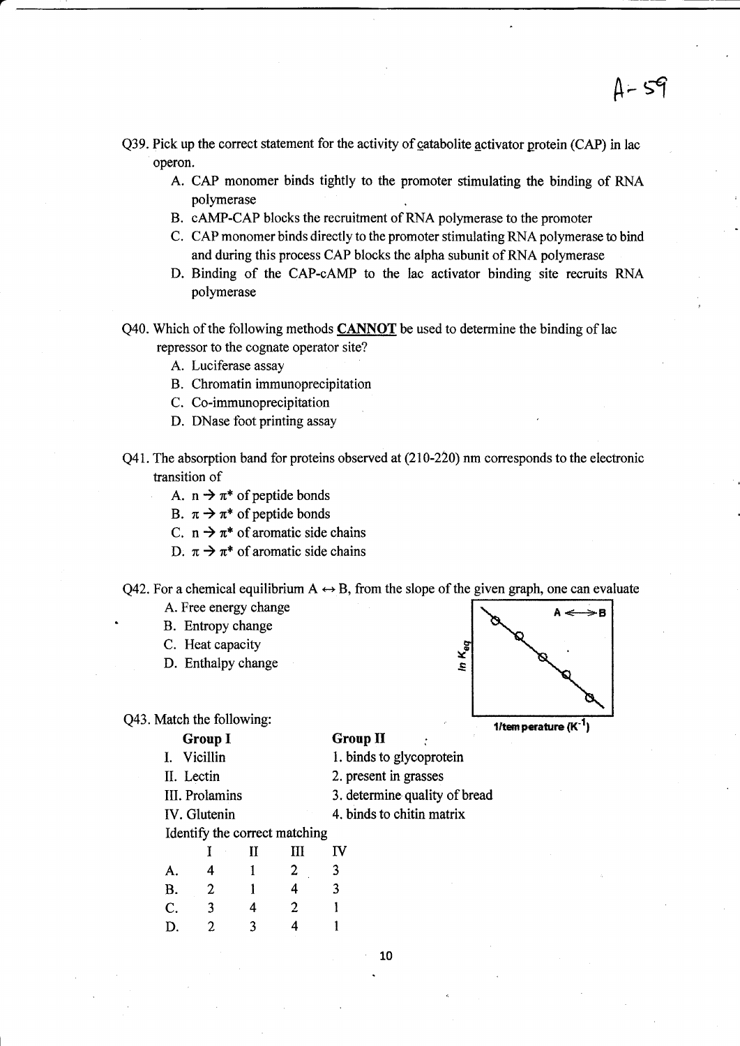A- 59

Q39. Pick up the correct statement for the activity of catabolite activator protein (CAP) in lac operon.

A. CAP monomer binds tightly to the promoter stimulating the binding of RNA polymerase
B. cAMP-CAP blocks the recruitment of RNA polymerase to the promoter
C. CAP monomer binds directly to the promoter stimulating RNA polymerase to bind and during this process CAP blocks the alpha subunit of RNA polymerase
D. Binding of the CAP-cAMP to the lac activator binding site recruits RNA polymerase

Q40. Which of the following methods **CANNOT** be used to determine the binding of lac repressor to the cognate operator site?

A. Luciferase assay
B. Chromatin immunoprecipitation
C. Co-immunoprecipitation
D. DNase foot printing assay

Q41. The absorption band for proteins observed at (210-220) nm corresponds to the electronic transition of

A. $n \rightarrow \pi^*$ of peptide bonds
B. $\pi \rightarrow \pi^*$ of peptide bonds
C. $n \rightarrow \pi^*$ of aromatic side chains
D. $\pi \rightarrow \pi^*$ of aromatic side chains

Q42. For a chemical equilibrium $A \leftrightarrow B$, from the slope of the given graph, one can evaluate

A. Free energy change
B. Entropy change
C. Heat capacity
D. Enthalpy change

(Graph: $\ln K_{eq}$ vs 1/temperature ($K^{-1}$), $A \longleftrightarrow B$)

Q43. Match the following:

| Group I | Group II |
|---|---|
| I. Vicillin | 1. binds to glycoprotein |
| II. Lectin | 2. present in grasses |
| III. Prolamins | 3. determine quality of bread |
| IV. Glutenin | 4. binds to chitin matrix |

Identify the correct matching

| | I | II | III | IV |
|---|---|---|---|---|
| A. | 4 | 1 | 2 | 3 |
| B. | 2 | 1 | 4 | 3 |
| C. | 3 | 4 | 2 | 1 |
| D. | 2 | 3 | 4 | 1 |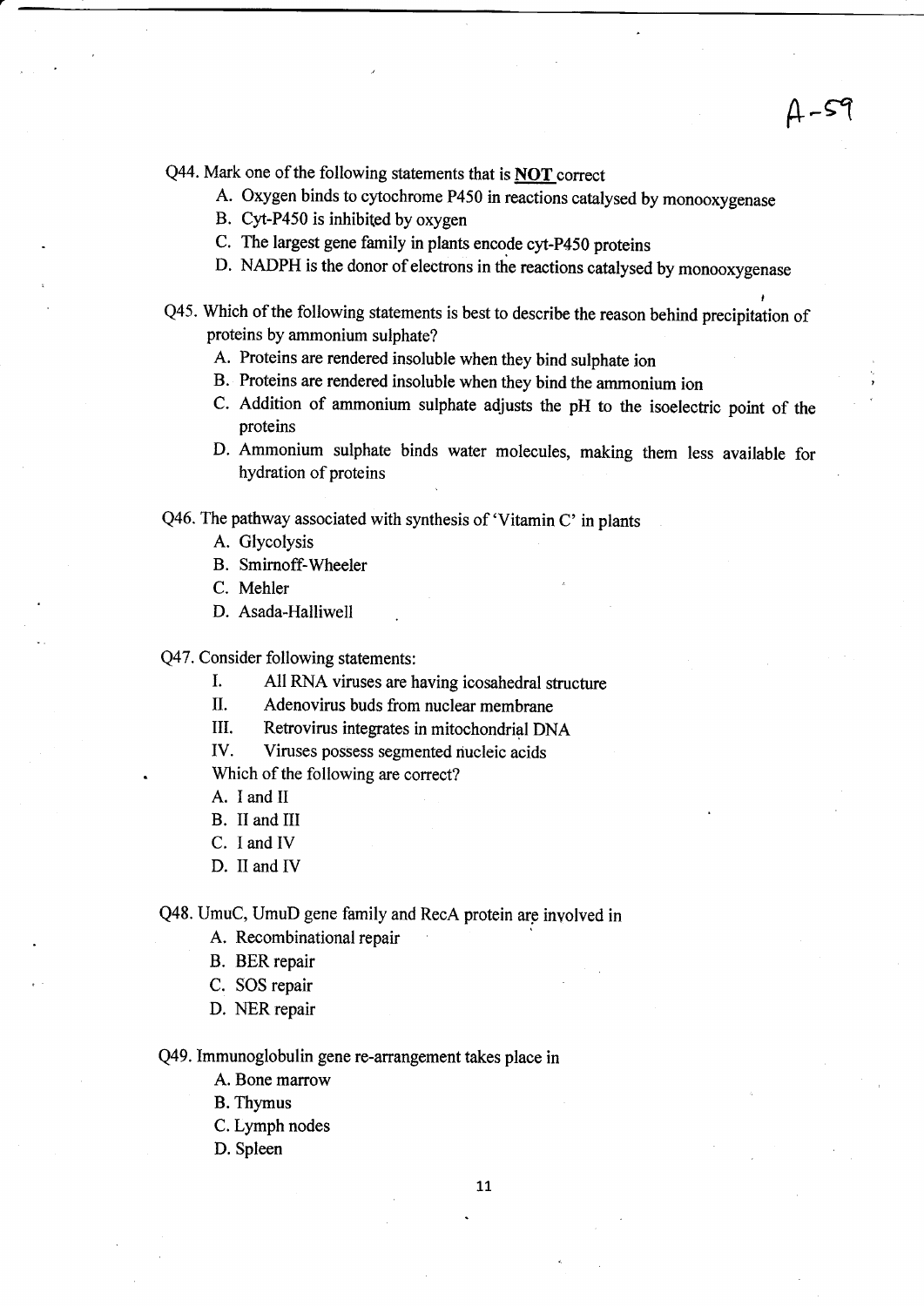Q44. Mark one of the following statements that is **NOT** correct

A. Oxygen binds to cytochrome P450 in reactions catalysed by monooxygenase
B. Cyt-P450 is inhibited by oxygen
C. The largest gene family in plants encode cyt-P450 proteins
D. NADPH is the donor of electrons in the reactions catalysed by monooxygenase

Q45. Which of the following statements is best to describe the reason behind precipitation of proteins by ammonium sulphate?

A. Proteins are rendered insoluble when they bind sulphate ion
B. Proteins are rendered insoluble when they bind the ammonium ion
C. Addition of ammonium sulphate adjusts the pH to the isoelectric point of the proteins
D. Ammonium sulphate binds water molecules, making them less available for hydration of proteins

Q46. The pathway associated with synthesis of 'Vitamin C' in plants

A. Glycolysis
B. Smirnoff-Wheeler
C. Mehler
D. Asada-Halliwell

Q47. Consider following statements:

I. All RNA viruses are having icosahedral structure
II. Adenovirus buds from nuclear membrane
III. Retrovirus integrates in mitochondrial DNA
IV. Viruses possess segmented nucleic acids

Which of the following are correct?

A. I and II
B. II and III
C. I and IV
D. II and IV

Q48. UmuC, UmuD gene family and RecA protein are involved in

A. Recombinational repair
B. BER repair
C. SOS repair
D. NER repair

Q49. Immunoglobulin gene re-arrangement takes place in

A. Bone marrow
B. Thymus
C. Lymph nodes
D. Spleen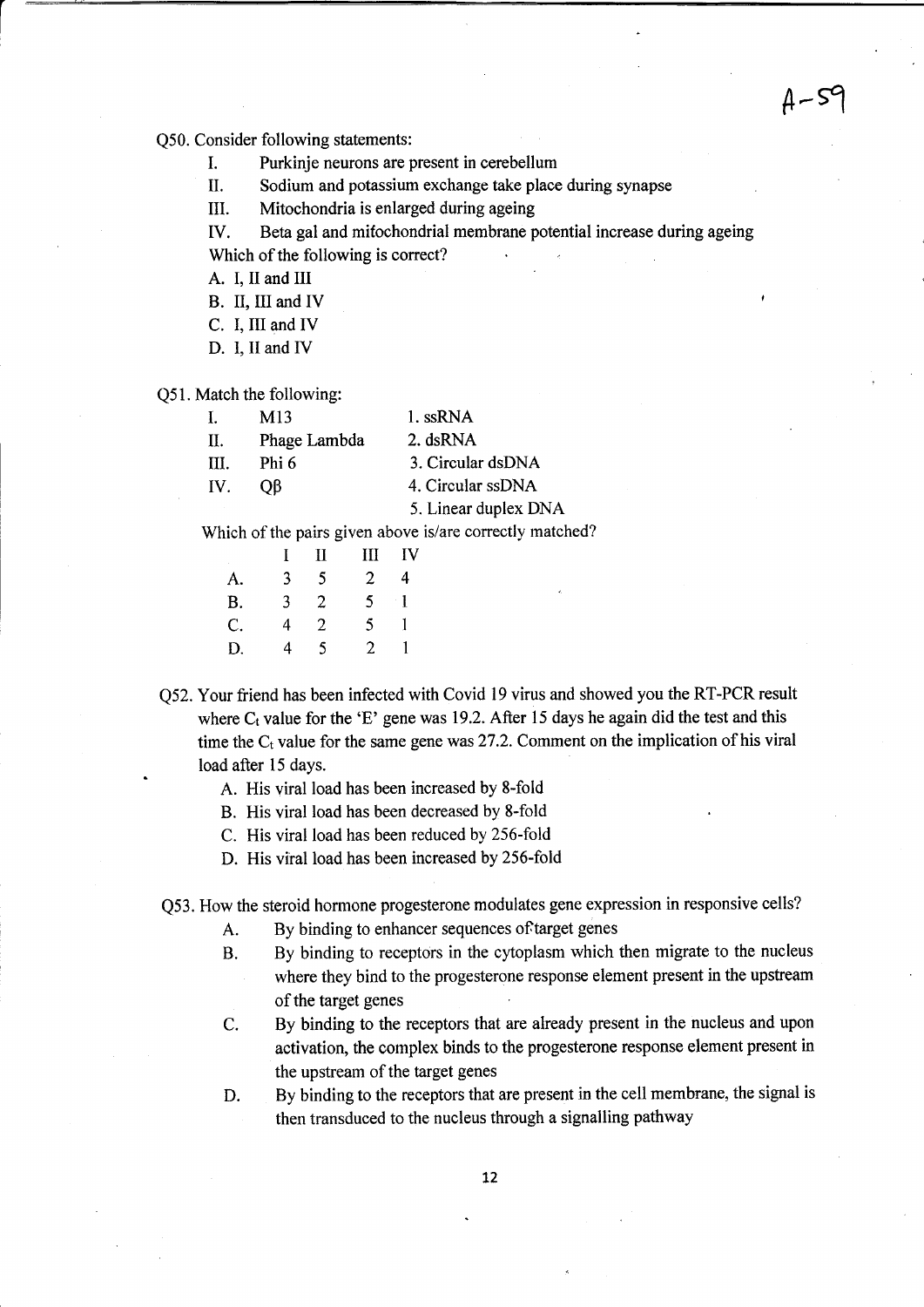A-59

Q50. Consider following statements:

I. Purkinje neurons are present in cerebellum

II. Sodium and potassium exchange take place during synapse

III. Mitochondria is enlarged during ageing

IV. Beta gal and mitochondrial membrane potential increase during ageing

Which of the following is correct?

A. I, II and III

B. II, III and IV

C. I, III and IV

D. I, II and IV

Q51. Match the following:

| | | |
|---|---|---|
| I. | M13 | 1. ssRNA |
| II. | Phage Lambda | 2. dsRNA |
| III. | Phi 6 | 3. Circular dsDNA |
| IV. | Qβ | 4. Circular ssDNA |
| | | 5. Linear duplex DNA |

Which of the pairs given above is/are correctly matched?

| | I | II | III | IV |
|---|---|---|---|---|
| A. | 3 | 5 | 2 | 4 |
| B. | 3 | 2 | 5 | 1 |
| C. | 4 | 2 | 5 | 1 |
| D. | 4 | 5 | 2 | 1 |

Q52. Your friend has been infected with Covid 19 virus and showed you the RT-PCR result where $C_t$ value for the 'E' gene was 19.2. After 15 days he again did the test and this time the $C_t$ value for the same gene was 27.2. Comment on the implication of his viral load after 15 days.

A. His viral load has been increased by 8-fold

B. His viral load has been decreased by 8-fold

C. His viral load has been reduced by 256-fold

D. His viral load has been increased by 256-fold

Q53. How the steroid hormone progesterone modulates gene expression in responsive cells?

A. By binding to enhancer sequences of target genes

B. By binding to receptors in the cytoplasm which then migrate to the nucleus where they bind to the progesterone response element present in the upstream of the target genes

C. By binding to the receptors that are already present in the nucleus and upon activation, the complex binds to the progesterone response element present in the upstream of the target genes

D. By binding to the receptors that are present in the cell membrane, the signal is then transduced to the nucleus through a signalling pathway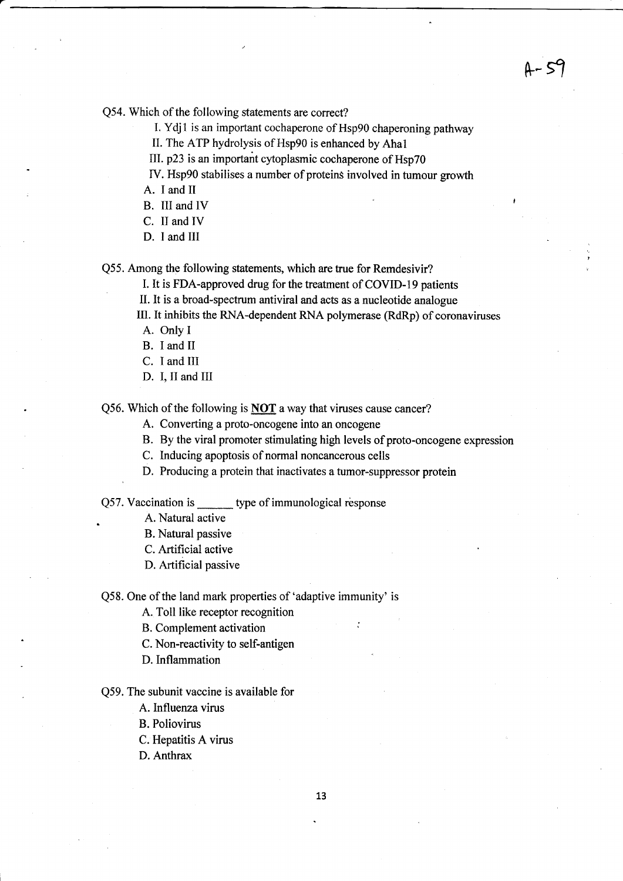Q54. Which of the following statements are correct?

I. Ydj1 is an important cochaperone of Hsp90 chaperoning pathway

II. The ATP hydrolysis of Hsp90 is enhanced by Aha1

III. p23 is an important cytoplasmic cochaperone of Hsp70

IV. Hsp90 stabilises a number of proteins involved in tumour growth

A. I and II

B. III and IV

C. II and IV

D. I and III

Q55. Among the following statements, which are true for Remdesivir?

I. It is FDA-approved drug for the treatment of COVID-19 patients

II. It is a broad-spectrum antiviral and acts as a nucleotide analogue

III. It inhibits the RNA-dependent RNA polymerase (RdRp) of coronaviruses

A. Only I

B. I and II

C. I and III

D. I, II and III

Q56. Which of the following is **NOT** a way that viruses cause cancer?

A. Converting a proto-oncogene into an oncogene

B. By the viral promoter stimulating high levels of proto-oncogene expression

C. Inducing apoptosis of normal noncancerous cells

D. Producing a protein that inactivates a tumor-suppressor protein

Q57. Vaccination is ______ type of immunological response

A. Natural active

B. Natural passive

C. Artificial active

D. Artificial passive

Q58. One of the land mark properties of 'adaptive immunity' is

A. Toll like receptor recognition

B. Complement activation

C. Non-reactivity to self-antigen

D. Inflammation

Q59. The subunit vaccine is available for

A. Influenza virus

B. Poliovirus

C. Hepatitis A virus

D. Anthrax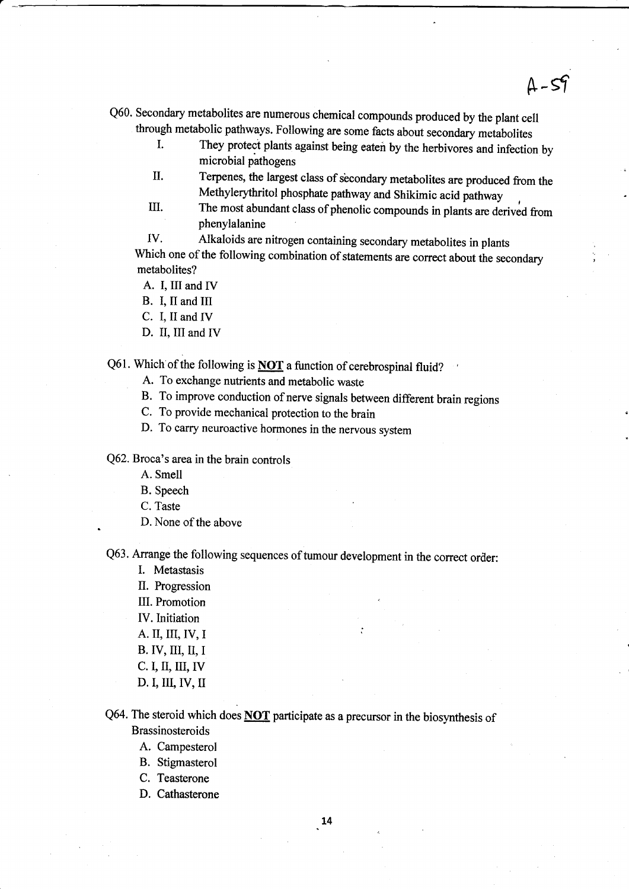A-59

Q60. Secondary metabolites are numerous chemical compounds produced by the plant cell through metabolic pathways. Following are some facts about secondary metabolites

I. They protect plants against being eaten by the herbivores and infection by microbial pathogens

II. Terpenes, the largest class of secondary metabolites are produced from the Methylerythritol phosphate pathway and Shikimic acid pathway

III. The most abundant class of phenolic compounds in plants are derived from phenylalanine

IV. Alkaloids are nitrogen containing secondary metabolites in plants

Which one of the following combination of statements are correct about the secondary metabolites?

A. I, III and IV
B. I, II and III
C. I, II and IV
D. II, III and IV

Q61. Which of the following is **NOT** a function of cerebrospinal fluid?

A. To exchange nutrients and metabolic waste
B. To improve conduction of nerve signals between different brain regions
C. To provide mechanical protection to the brain
D. To carry neuroactive hormones in the nervous system

Q62. Broca's area in the brain controls

A. Smell
B. Speech
C. Taste
D. None of the above

Q63. Arrange the following sequences of tumour development in the correct order:

I. Metastasis
II. Progression
III. Promotion
IV. Initiation

A. II, III, IV, I
B. IV, III, II, I
C. I, II, III, IV
D. I, III, IV, II

Q64. The steroid which does **NOT** participate as a precursor in the biosynthesis of Brassinosteroids

A. Campesterol
B. Stigmasterol
C. Teasterone
D. Cathasterone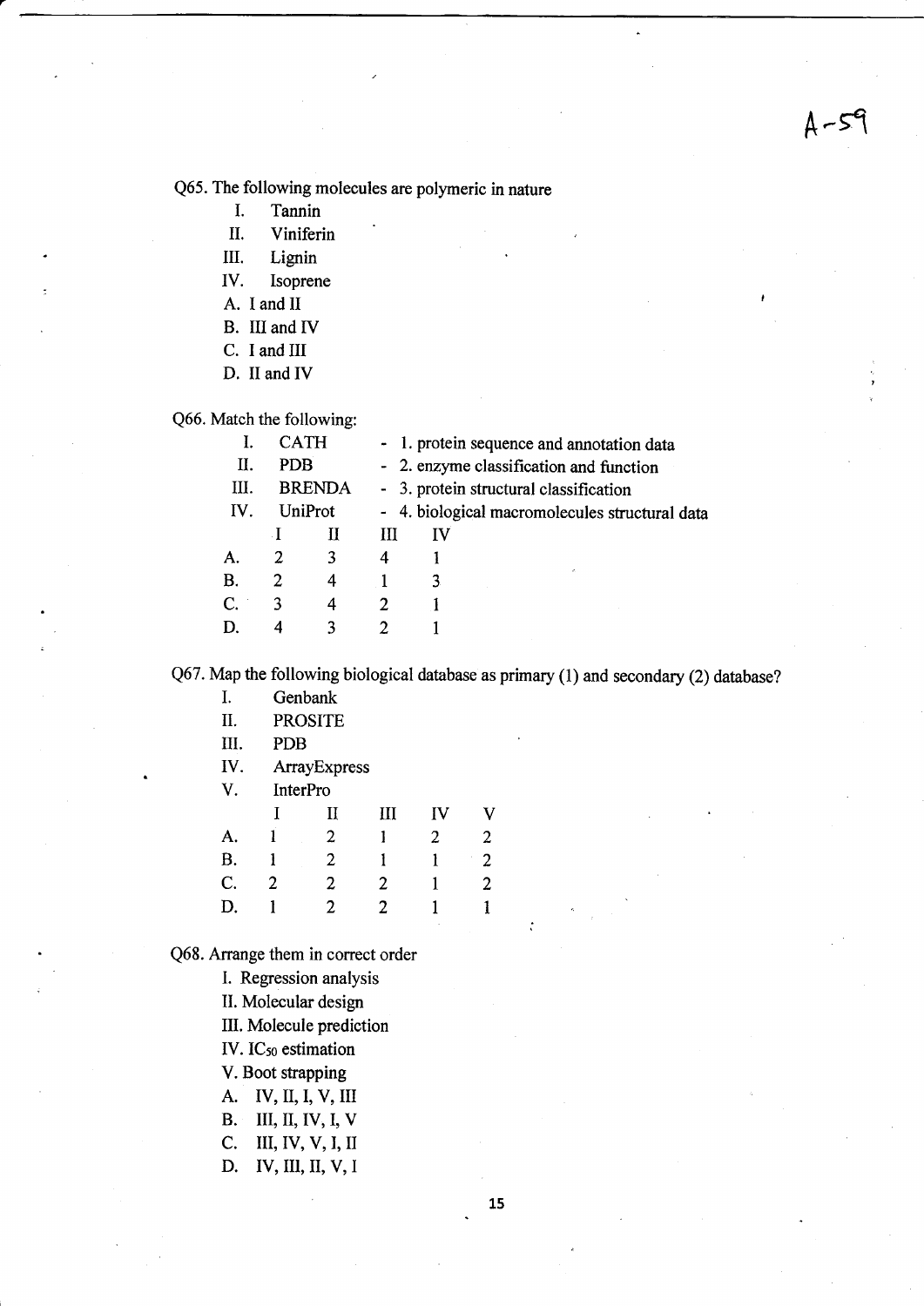A-59

Q65. The following molecules are polymeric in nature

I. Tannin
II. Viniferin
III. Lignin
IV. Isoprene

A. I and II
B. III and IV
C. I and III
D. II and IV

Q66. Match the following:

I. CATH - 1. protein sequence and annotation data
II. PDB - 2. enzyme classification and function
III. BRENDA - 3. protein structural classification
IV. UniProt - 4. biological macromolecules structural data

| | I | II | III | IV |
|---|---|---|---|---|
| A. | 2 | 3 | 4 | 1 |
| B. | 2 | 4 | 1 | 3 |
| C. | 3 | 4 | 2 | 1 |
| D. | 4 | 3 | 2 | 1 |

Q67. Map the following biological database as primary (1) and secondary (2) database?

I. Genbank
II. PROSITE
III. PDB
IV. ArrayExpress
V. InterPro

| | I | II | III | IV | V |
|---|---|---|---|---|---|
| A. | 1 | 2 | 1 | 2 | 2 |
| B. | 1 | 2 | 1 | 1 | 2 |
| C. | 2 | 2 | 2 | 1 | 2 |
| D. | 1 | 2 | 2 | 1 | 1 |

Q68. Arrange them in correct order

I. Regression analysis
II. Molecular design
III. Molecule prediction
IV. $IC_{50}$ estimation
V. Boot strapping

A. IV, II, I, V, III
B. III, II, IV, I, V
C. III, IV, V, I, II
D. IV, III, II, V, I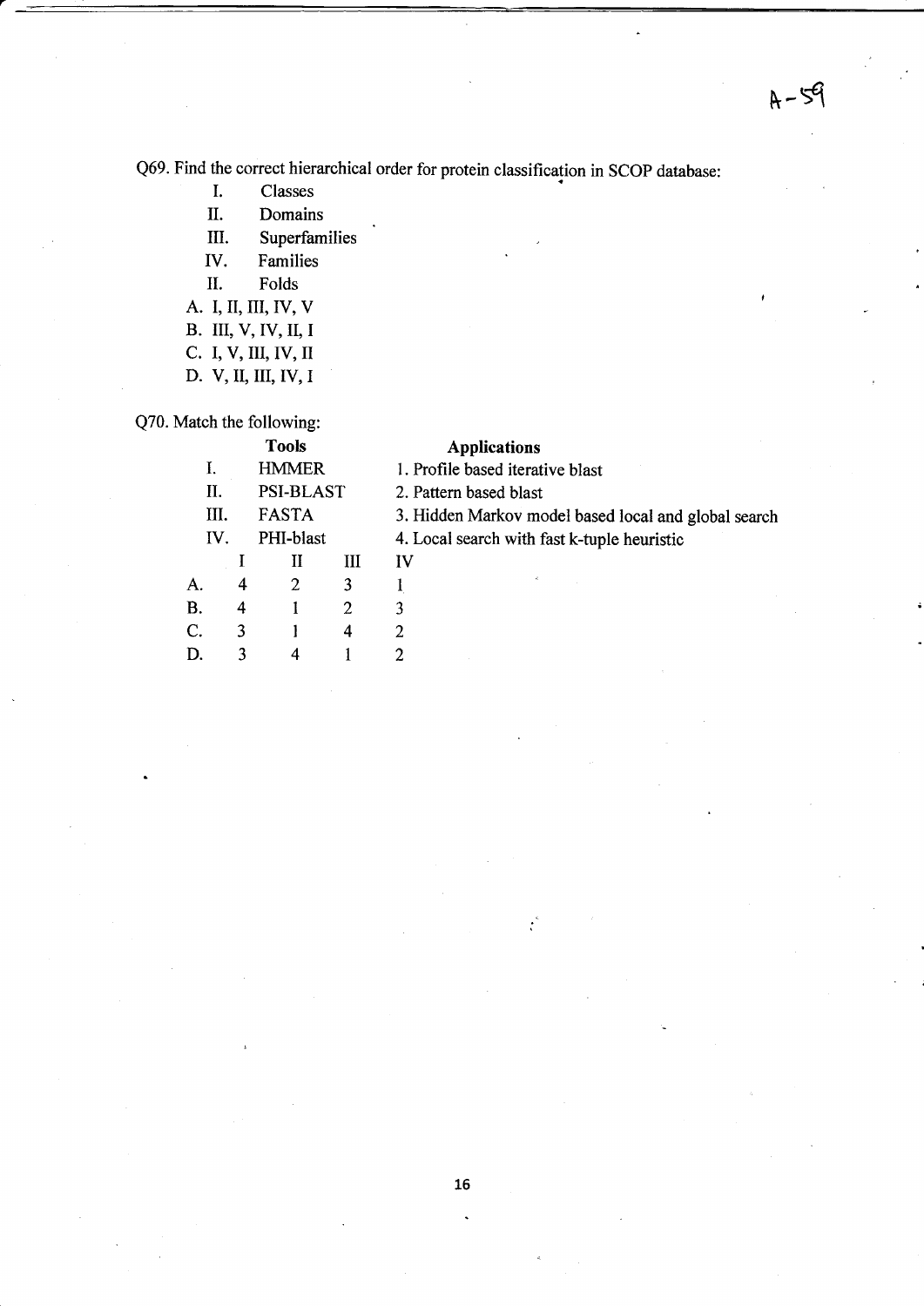Q69. Find the correct hierarchical order for protein classification in SCOP database:

I. Classes
II. Domains
III. Superfamilies
IV. Families
II. Folds

A. I, II, III, IV, V
B. III, V, IV, II, I
C. I, V, III, IV, II
D. V, II, III, IV, I

Q70. Match the following:

| | Tools | Applications |
|---|---|---|
| I. | HMMER | 1. Profile based iterative blast |
| II. | PSI-BLAST | 2. Pattern based blast |
| III. | FASTA | 3. Hidden Markov model based local and global search |
| IV. | PHI-blast | 4. Local search with fast k-tuple heuristic |

| | I | II | III | IV |
|---|---|---|---|---|
| A. | 4 | 2 | 3 | 1 |
| B. | 4 | 1 | 2 | 3 |
| C. | 3 | 1 | 4 | 2 |
| D. | 3 | 4 | 1 | 2 |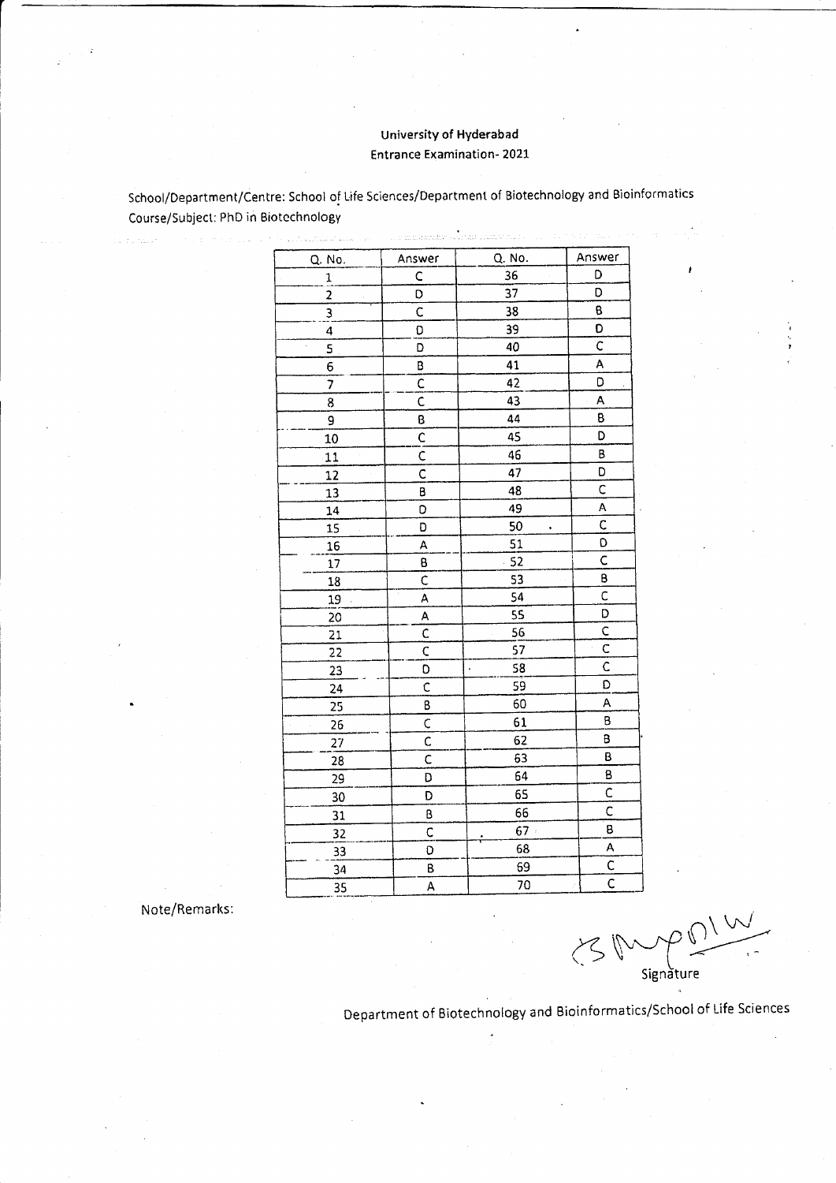University of Hyderabad

Entrance Examination- 2021

School/Department/Centre: School of Life Sciences/Department of Biotechnology and Bioinformatics

Course/Subject: PhD in Biotechnology

| Q. No. | Answer | Q. No. | Answer |
|---|---|---|---|
| 1 | C | 36 | D |
| 2 | D | 37 | D |
| 3 | C | 38 | B |
| 4 | D | 39 | D |
| 5 | D | 40 | C |
| 6 | B | 41 | A |
| 7 | C | 42 | D |
| 8 | C | 43 | A |
| 9 | B | 44 | B |
| 10 | C | 45 | D |
| 11 | C | 46 | B |
| 12 | C | 47 | D |
| 13 | B | 48 | C |
| 14 | D | 49 | A |
| 15 | D | 50 | C |
| 16 | A | 51 | D |
| 17 | B | 52 | C |
| 18 | C | 53 | B |
| 19 | A | 54 | C |
| 20 | A | 55 | D |
| 21 | C | 56 | C |
| 22 | C | 57 | C |
| 23 | D | 58 | C |
| 24 | C | 59 | D |
| 25 | B | 60 | A |
| 26 | C | 61 | B |
| 27 | C | 62 | B |
| 28 | C | 63 | B |
| 29 | D | 64 | B |
| 30 | D | 65 | C |
| 31 | B | 66 | C |
| 32 | C | 67 | B |
| 33 | D | 68 | A |
| 34 | B | 69 | C |
| 35 | A | 70 | C |

Note/Remarks:

Signature

Department of Biotechnology and Bioinformatics/School of Life Sciences